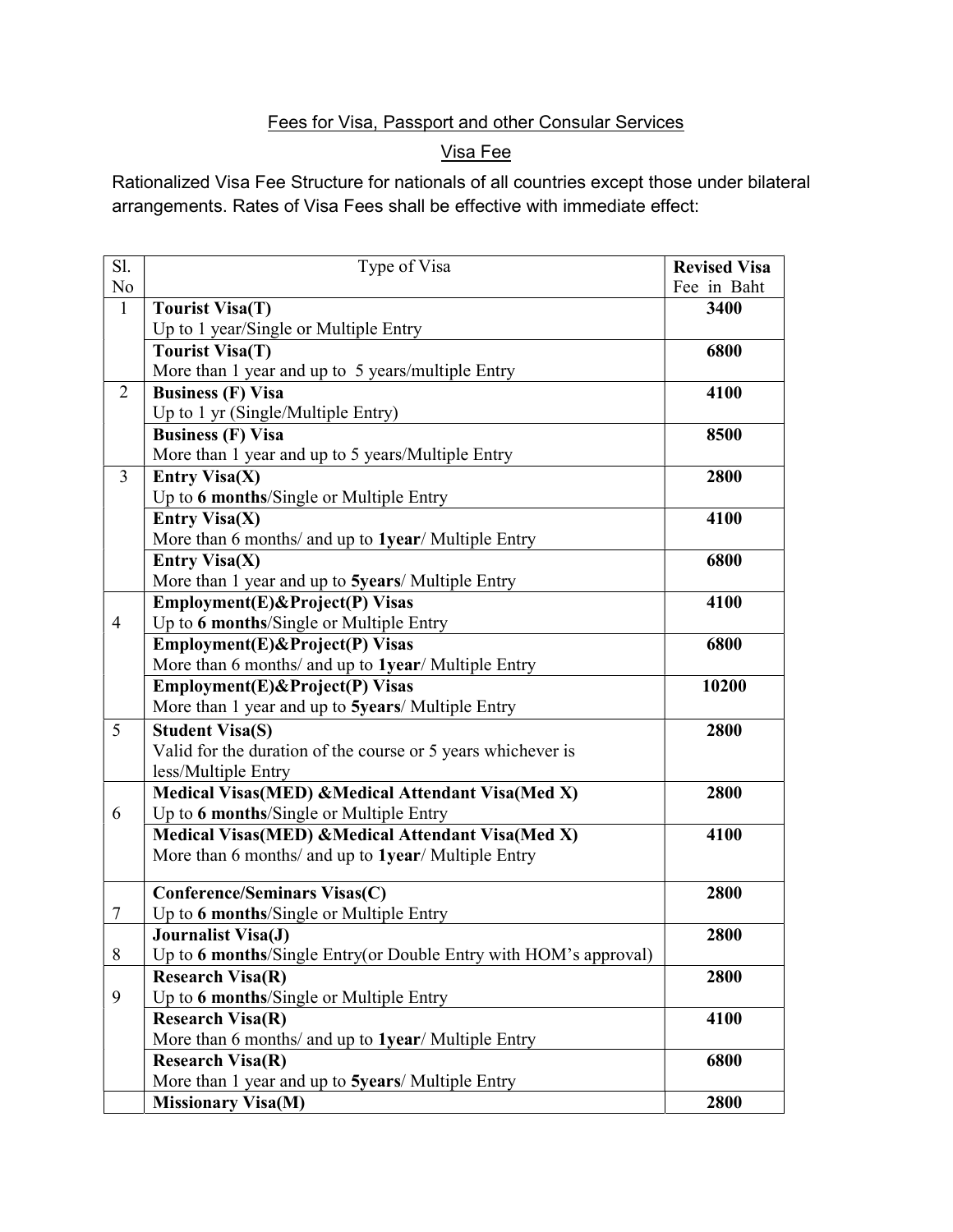Fees for Visa, Passport and other Consular Services

Visa Fee

Rationalized Visa Fee Structure for nationals of all countries except those under bilateral arrangements. Rates of Visa Fees shall be effective with immediate effect:

| Sl. No | Type of Visa | **Revised Visa** Fee in Baht |
|---|---|---|
| 1 | **Tourist Visa(T)**<br>Up to 1 year/Single or Multiple Entry | **3400** |
| | **Tourist Visa(T)**<br>More than 1 year and up to 5 years/multiple Entry | **6800** |
| 2 | **Business (F) Visa**<br>Up to 1 yr (Single/Multiple Entry) | **4100** |
| | **Business (F) Visa**<br>More than 1 year and up to 5 years/Multiple Entry | **8500** |
| 3 | **Entry Visa(X)**<br>Up to **6 months**/Single or Multiple Entry | **2800** |
| | **Entry Visa(X)**<br>More than 6 months/ and up to **1year**/ Multiple Entry | **4100** |
| | **Entry Visa(X)**<br>More than 1 year and up to **5years**/ Multiple Entry | **6800** |
| 4 | **Employment(E)&Project(P) Visas**<br>Up to **6 months**/Single or Multiple Entry | **4100** |
| | **Employment(E)&Project(P) Visas**<br>More than 6 months/ and up to **1year**/ Multiple Entry | **6800** |
| | **Employment(E)&Project(P) Visas**<br>More than 1 year and up to **5years**/ Multiple Entry | **10200** |
| 5 | **Student Visa(S)**<br>Valid for the duration of the course or 5 years whichever is less/Multiple Entry | **2800** |
| 6 | **Medical Visas(MED) &Medical Attendant Visa(Med X)**<br>Up to **6 months**/Single or Multiple Entry | **2800** |
| | **Medical Visas(MED) &Medical Attendant Visa(Med X)**<br>More than 6 months/ and up to **1year**/ Multiple Entry | **4100** |
| 7 | **Conference/Seminars Visas(C)**<br>Up to **6 months**/Single or Multiple Entry | **2800** |
| 8 | **Journalist Visa(J)**<br>Up to **6 months**/Single Entry(or Double Entry with HOM's approval) | **2800** |
| 9 | **Research Visa(R)**<br>Up to **6 months**/Single or Multiple Entry | **2800** |
| | **Research Visa(R)**<br>More than 6 months/ and up to **1year**/ Multiple Entry | **4100** |
| | **Research Visa(R)**<br>More than 1 year and up to **5years**/ Multiple Entry | **6800** |
| | **Missionary Visa(M)** | **2800** |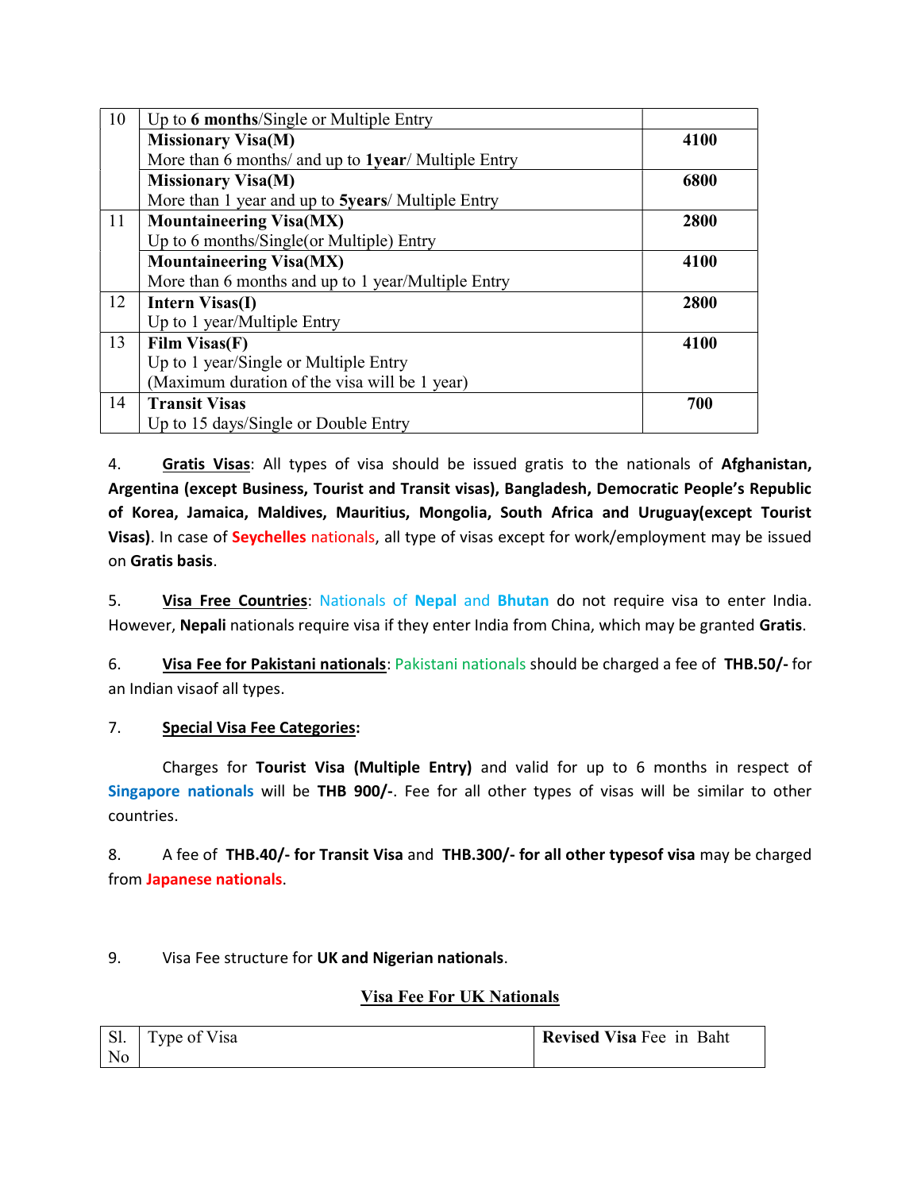| | | |
|---|---|---|
| 10 | Up to **6 months**/Single or Multiple Entry | |
| | **Missionary Visa(M)**<br>More than 6 months/ and up to **1year**/ Multiple Entry | **4100** |
| | **Missionary Visa(M)**<br>More than 1 year and up to **5years**/ Multiple Entry | **6800** |
| 11 | **Mountaineering Visa(MX)**<br>Up to 6 months/Single(or Multiple) Entry | **2800** |
| | **Mountaineering Visa(MX)**<br>More than 6 months and up to 1 year/Multiple Entry | **4100** |
| 12 | **Intern Visas(I)**<br>Up to 1 year/Multiple Entry | **2800** |
| 13 | **Film Visas(F)**<br>Up to 1 year/Single or Multiple Entry<br>(Maximum duration of the visa will be 1 year) | **4100** |
| 14 | **Transit Visas**<br>Up to 15 days/Single or Double Entry | **700** |

4. **Gratis Visas**: All types of visa should be issued gratis to the nationals of **Afghanistan, Argentina (except Business, Tourist and Transit visas), Bangladesh, Democratic People's Republic of Korea, Jamaica, Maldives, Mauritius, Mongolia, South Africa and Uruguay(except Tourist Visas)**. In case of **Seychelles** nationals, all type of visas except for work/employment may be issued on **Gratis basis**.

5. **Visa Free Countries**: Nationals of **Nepal** and **Bhutan** do not require visa to enter India. However, **Nepali** nationals require visa if they enter India from China, which may be granted **Gratis**.

6. **Visa Fee for Pakistani nationals**: Pakistani nationals should be charged a fee of **THB.50/-** for an Indian visaof all types.

7. **Special Visa Fee Categories:**

Charges for **Tourist Visa (Multiple Entry)** and valid for up to 6 months in respect of **Singapore nationals** will be **THB 900/-**. Fee for all other types of visas will be similar to other countries.

8. A fee of **THB.40/- for Transit Visa** and **THB.300/- for all other typesof visa** may be charged from **Japanese nationals**.

9. Visa Fee structure for **UK and Nigerian nationals**.

**Visa Fee For UK Nationals**

| Sl. No | Type of Visa | **Revised Visa** Fee in Baht |
|---|---|---|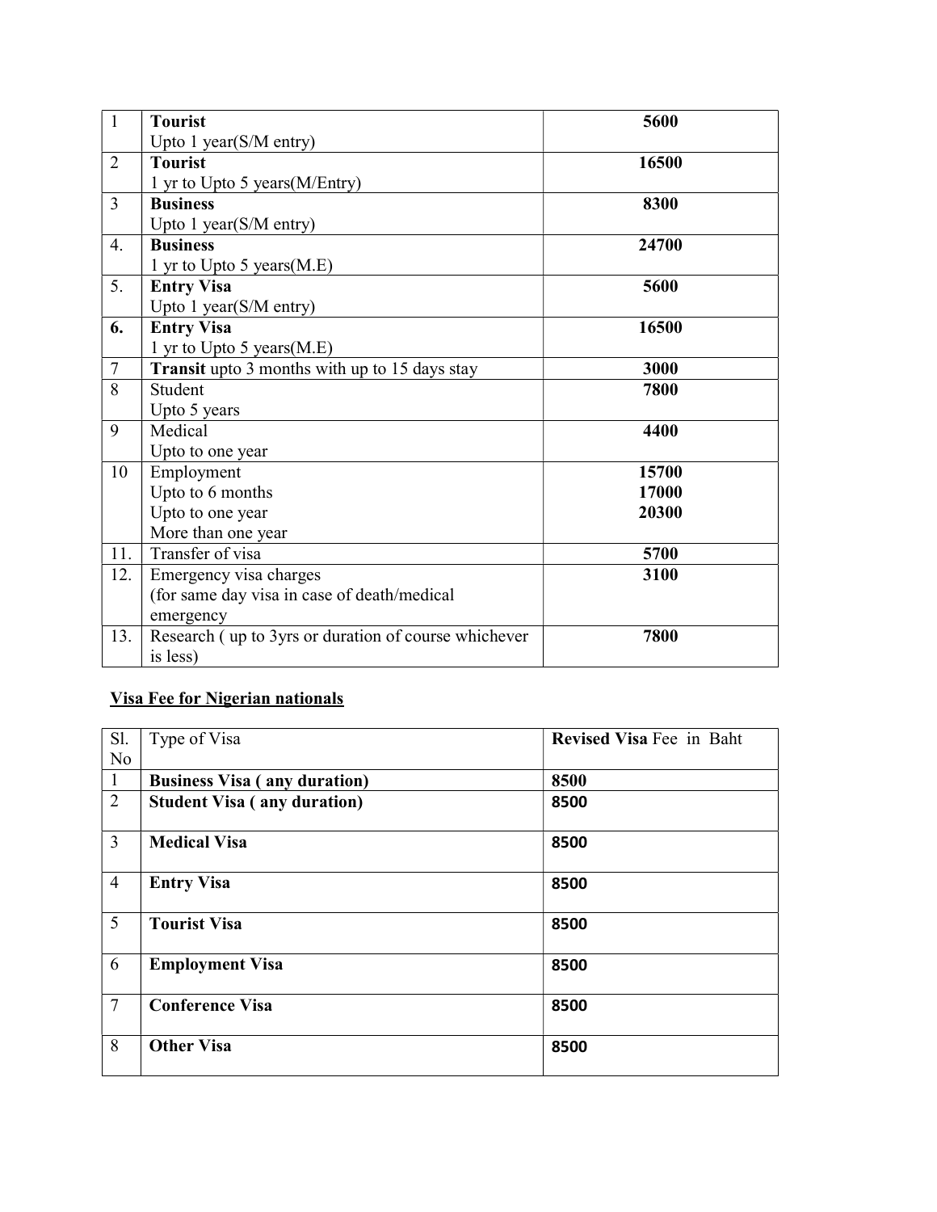| | | |
|---|---|---|
| 1 | **Tourist**<br>Upto 1 year(S/M entry) | **5600** |
| 2 | **Tourist**<br>1 yr to Upto 5 years(M/Entry) | **16500** |
| 3 | **Business**<br>Upto 1 year(S/M entry) | **8300** |
| 4. | **Business**<br>1 yr to Upto 5 years(M.E) | **24700** |
| 5. | **Entry Visa**<br>Upto 1 year(S/M entry) | **5600** |
| **6.** | **Entry Visa**<br>1 yr to Upto 5 years(M.E) | **16500** |
| 7 | **Transit** upto 3 months with up to 15 days stay | **3000** |
| 8 | Student<br>Upto 5 years | **7800** |
| 9 | Medical<br>Upto to one year | **4400** |
| 10 | Employment<br>Upto to 6 months<br>Upto to one year<br>More than one year | **15700**<br>**17000**<br>**20300** |
| 11. | Transfer of visa | **5700** |
| 12. | Emergency visa charges<br>(for same day visa in case of death/medical emergency | **3100** |
| 13. | Research ( up to 3yrs or duration of course whichever is less) | **7800** |

**Visa Fee for Nigerian nationals**

| Sl. No | Type of Visa | **Revised Visa** Fee in Baht |
|---|---|---|
| 1 | **Business Visa ( any duration)** | **8500** |
| 2 | **Student Visa ( any duration)** | **8500** |
| 3 | **Medical Visa** | **8500** |
| 4 | **Entry Visa** | **8500** |
| 5 | **Tourist Visa** | **8500** |
| 6 | **Employment Visa** | **8500** |
| 7 | **Conference Visa** | **8500** |
| 8 | **Other Visa** | **8500** |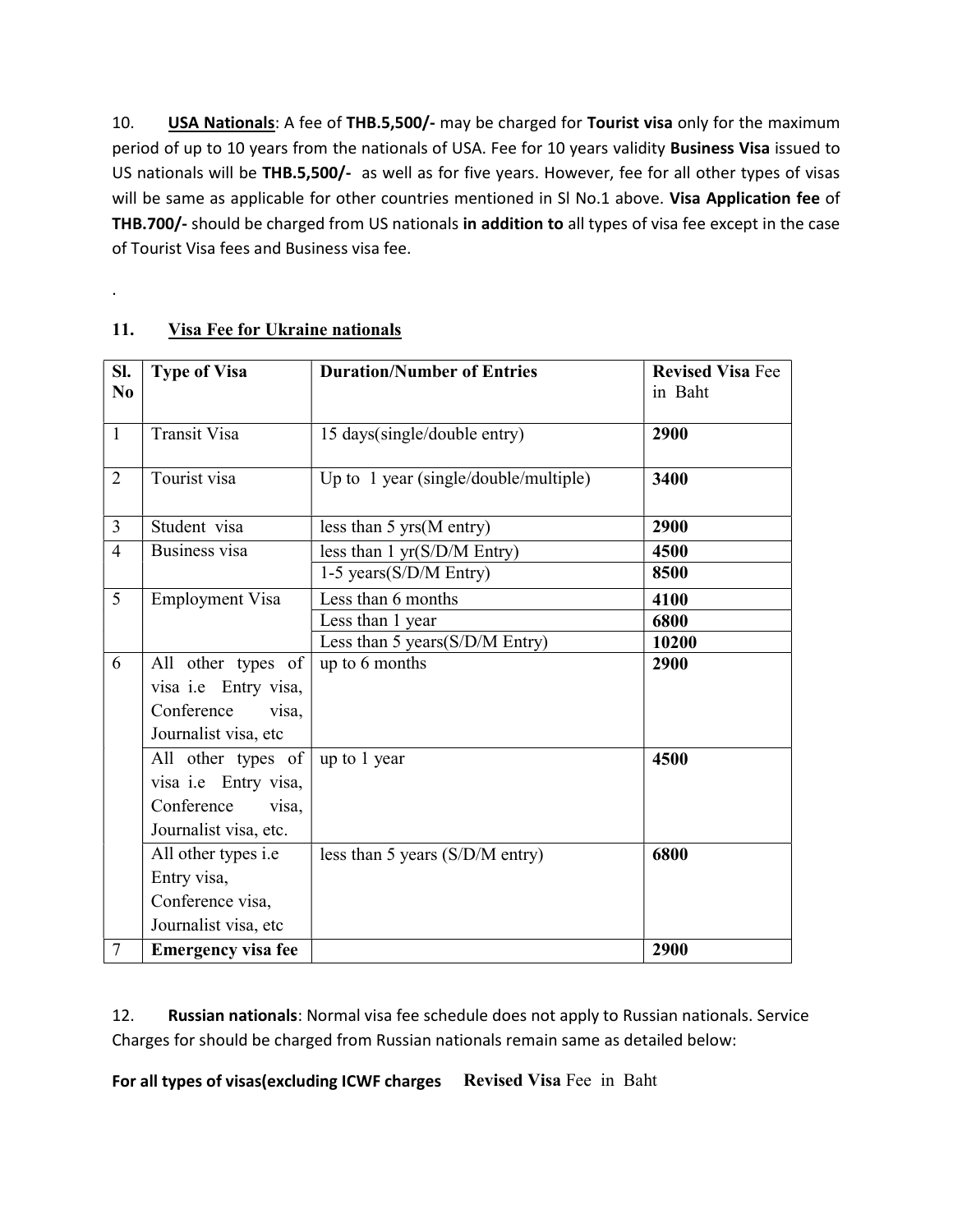10. **USA Nationals**: A fee of **THB.5,500/-** may be charged for **Tourist visa** only for the maximum period of up to 10 years from the nationals of USA. Fee for 10 years validity **Business Visa** issued to US nationals will be **THB.5,500/-** as well as for five years. However, fee for all other types of visas will be same as applicable for other countries mentioned in Sl No.1 above. **Visa Application fee** of **THB.700/-** should be charged from US nationals **in addition to** all types of visa fee except in the case of Tourist Visa fees and Business visa fee.

.

## 11. Visa Fee for Ukraine nationals

| Sl. No | Type of Visa | Duration/Number of Entries | **Revised Visa** Fee in Baht |
|---|---|---|---|
| 1 | Transit Visa | 15 days(single/double entry) | **2900** |
| 2 | Tourist visa | Up to 1 year (single/double/multiple) | **3400** |
| 3 | Student visa | less than 5 yrs(M entry) | **2900** |
| 4 | Business visa | less than 1 yr(S/D/M Entry) | **4500** |
| | | 1-5 years(S/D/M Entry) | **8500** |
| 5 | Employment Visa | Less than 6 months | **4100** |
| | | Less than 1 year | **6800** |
| | | Less than 5 years(S/D/M Entry) | **10200** |
| 6 | All other types of visa i.e Entry visa, Conference visa, Journalist visa, etc | up to 6 months | **2900** |
| | All other types of visa i.e Entry visa, Conference visa, Journalist visa, etc. | up to 1 year | **4500** |
| | All other types i.e Entry visa, Conference visa, Journalist visa, etc | less than 5 years (S/D/M entry) | **6800** |
| 7 | **Emergency visa fee** | | **2900** |

12. **Russian nationals**: Normal visa fee schedule does not apply to Russian nationals. Service Charges for should be charged from Russian nationals remain same as detailed below:

**For all types of visas(excluding ICWF charges** **Revised Visa** Fee in Baht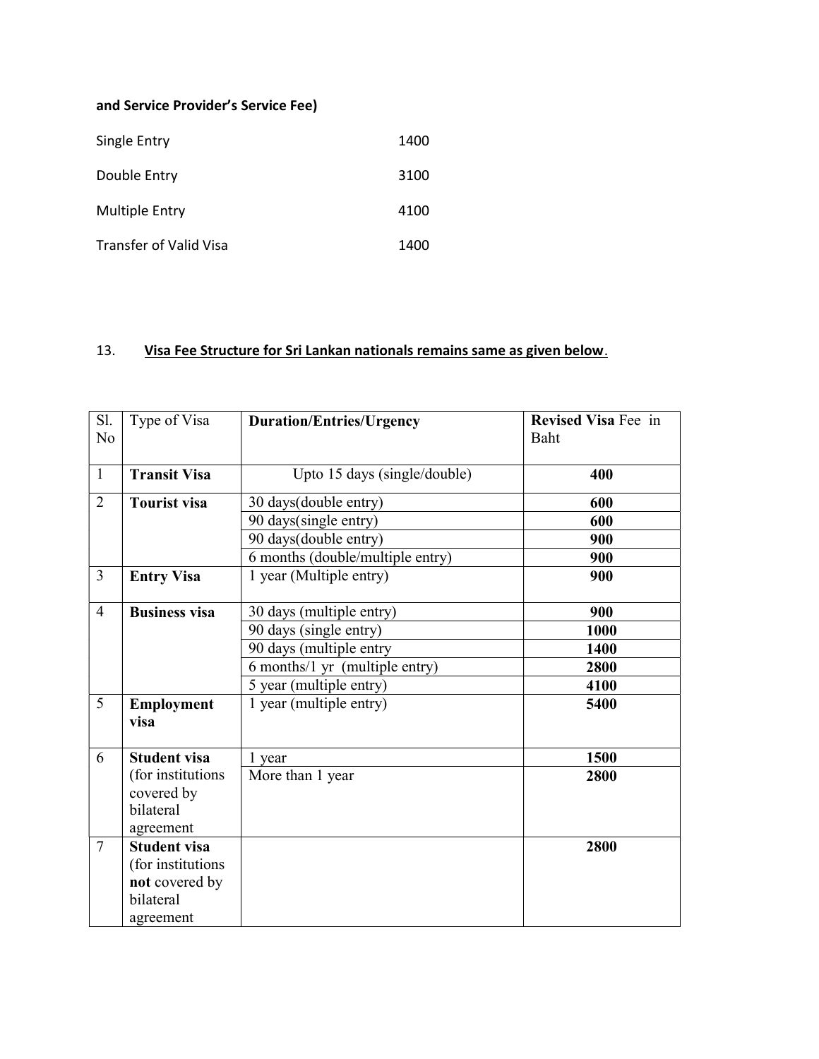**and Service Provider's Service Fee)**

| | |
|---|---|
| Single Entry | 1400 |
| Double Entry | 3100 |
| Multiple Entry | 4100 |
| Transfer of Valid Visa | 1400 |

13. **Visa Fee Structure for Sri Lankan nationals remains same as given below.**

| Sl. No | Type of Visa | **Duration/Entries/Urgency** | **Revised Visa** Fee in Baht |
|---|---|---|---|
| 1 | **Transit Visa** | Upto 15 days (single/double) | **400** |
| 2 | **Tourist visa** | 30 days(double entry) | **600** |
| | | 90 days(single entry) | **600** |
| | | 90 days(double entry) | **900** |
| | | 6 months (double/multiple entry) | **900** |
| 3 | **Entry Visa** | 1 year (Multiple entry) | **900** |
| 4 | **Business visa** | 30 days (multiple entry) | **900** |
| | | 90 days (single entry) | **1000** |
| | | 90 days (multiple entry | **1400** |
| | | 6 months/1 yr (multiple entry) | **2800** |
| | | 5 year (multiple entry) | **4100** |
| 5 | **Employment visa** | 1 year (multiple entry) | **5400** |
| 6 | **Student visa** (for institutions covered by bilateral agreement | 1 year | **1500** |
| | | More than 1 year | **2800** |
| 7 | **Student visa** (for institutions **not** covered by bilateral agreement | | **2800** |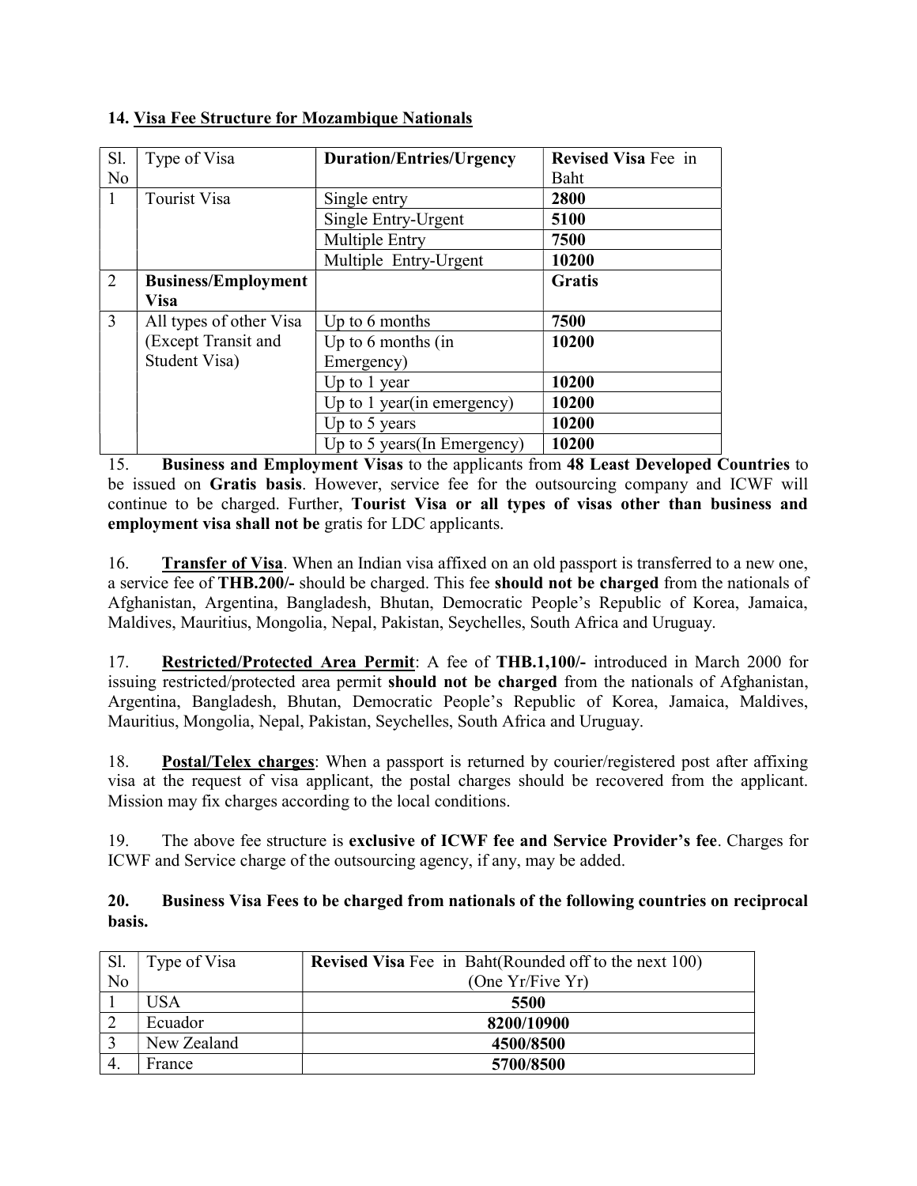### 14. Visa Fee Structure for Mozambique Nationals

| Sl. No | Type of Visa | **Duration/Entries/Urgency** | **Revised Visa** Fee in Baht |
|---|---|---|---|
| 1 | Tourist Visa | Single entry | **2800** |
| | | Single Entry-Urgent | **5100** |
| | | Multiple Entry | **7500** |
| | | Multiple Entry-Urgent | **10200** |
| 2 | **Business/Employment Visa** | | **Gratis** |
| 3 | All types of other Visa (Except Transit and Student Visa) | Up to 6 months | **7500** |
| | | Up to 6 months (in Emergency) | **10200** |
| | | Up to 1 year | **10200** |
| | | Up to 1 year(in emergency) | **10200** |
| | | Up to 5 years | **10200** |
| | | Up to 5 years(In Emergency) | **10200** |

15. **Business and Employment Visas** to the applicants from **48 Least Developed Countries** to be issued on **Gratis basis**. However, service fee for the outsourcing company and ICWF will continue to be charged. Further, **Tourist Visa or all types of visas other than business and employment visa shall not be** gratis for LDC applicants.

16. **Transfer of Visa**. When an Indian visa affixed on an old passport is transferred to a new one, a service fee of **THB.200/-** should be charged. This fee **should not be charged** from the nationals of Afghanistan, Argentina, Bangladesh, Bhutan, Democratic People's Republic of Korea, Jamaica, Maldives, Mauritius, Mongolia, Nepal, Pakistan, Seychelles, South Africa and Uruguay.

17. **Restricted/Protected Area Permit**: A fee of **THB.1,100/-** introduced in March 2000 for issuing restricted/protected area permit **should not be charged** from the nationals of Afghanistan, Argentina, Bangladesh, Bhutan, Democratic People's Republic of Korea, Jamaica, Maldives, Mauritius, Mongolia, Nepal, Pakistan, Seychelles, South Africa and Uruguay.

18. **Postal/Telex charges**: When a passport is returned by courier/registered post after affixing visa at the request of visa applicant, the postal charges should be recovered from the applicant. Mission may fix charges according to the local conditions.

19. The above fee structure is **exclusive of ICWF fee and Service Provider's fee**. Charges for ICWF and Service charge of the outsourcing agency, if any, may be added.

**20. Business Visa Fees to be charged from nationals of the following countries on reciprocal basis.**

| Sl. No | Type of Visa | **Revised Visa** Fee in Baht(Rounded off to the next 100) (One Yr/Five Yr) |
|---|---|---|
| 1 | USA | **5500** |
| 2 | Ecuador | **8200/10900** |
| 3 | New Zealand | **4500/8500** |
| 4. | France | **5700/8500** |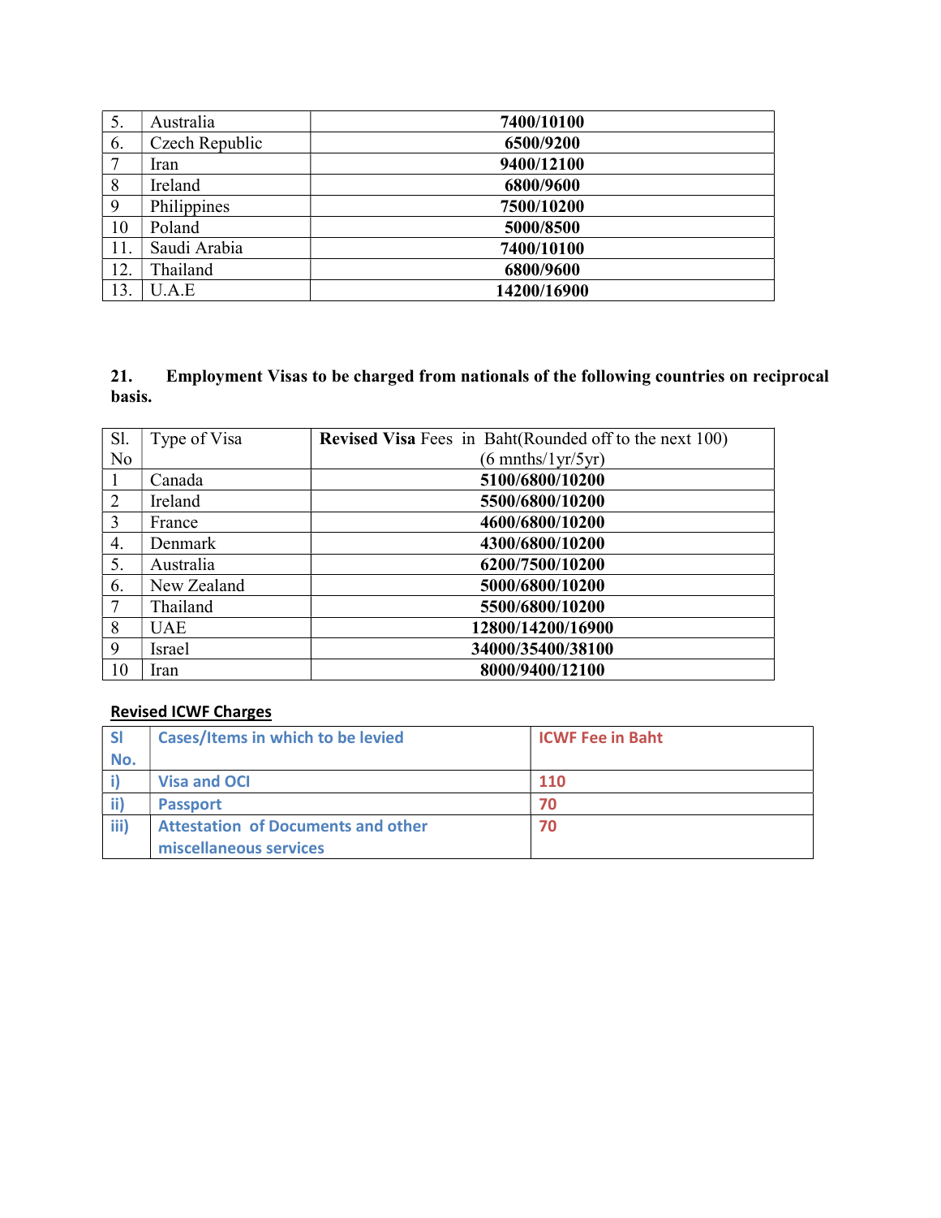| | | |
|---|---|---|
| 5. | Australia | **7400/10100** |
| 6. | Czech Republic | **6500/9200** |
| 7 | Iran | **9400/12100** |
| 8 | Ireland | **6800/9600** |
| 9 | Philippines | **7500/10200** |
| 10 | Poland | **5000/8500** |
| 11. | Saudi Arabia | **7400/10100** |
| 12. | Thailand | **6800/9600** |
| 13. | U.A.E | **14200/16900** |

**21. Employment Visas to be charged from nationals of the following countries on reciprocal basis.**

| Sl. No | Type of Visa | **Revised Visa** Fees in Baht(Rounded off to the next 100) (6 mnths/1yr/5yr) |
|---|---|---|
| 1 | Canada | **5100/6800/10200** |
| 2 | Ireland | **5500/6800/10200** |
| 3 | France | **4600/6800/10200** |
| 4. | Denmark | **4300/6800/10200** |
| 5. | Australia | **6200/7500/10200** |
| 6. | New Zealand | **5000/6800/10200** |
| 7 | Thailand | **5500/6800/10200** |
| 8 | UAE | **12800/14200/16900** |
| 9 | Israel | **34000/35400/38100** |
| 10 | Iran | **8000/9400/12100** |

**Revised ICWF Charges**

| Sl No. | Cases/Items in which to be levied | ICWF Fee in Baht |
|---|---|---|
| i) | Visa and OCI | 110 |
| ii) | Passport | 70 |
| iii) | Attestation of Documents and other miscellaneous services | 70 |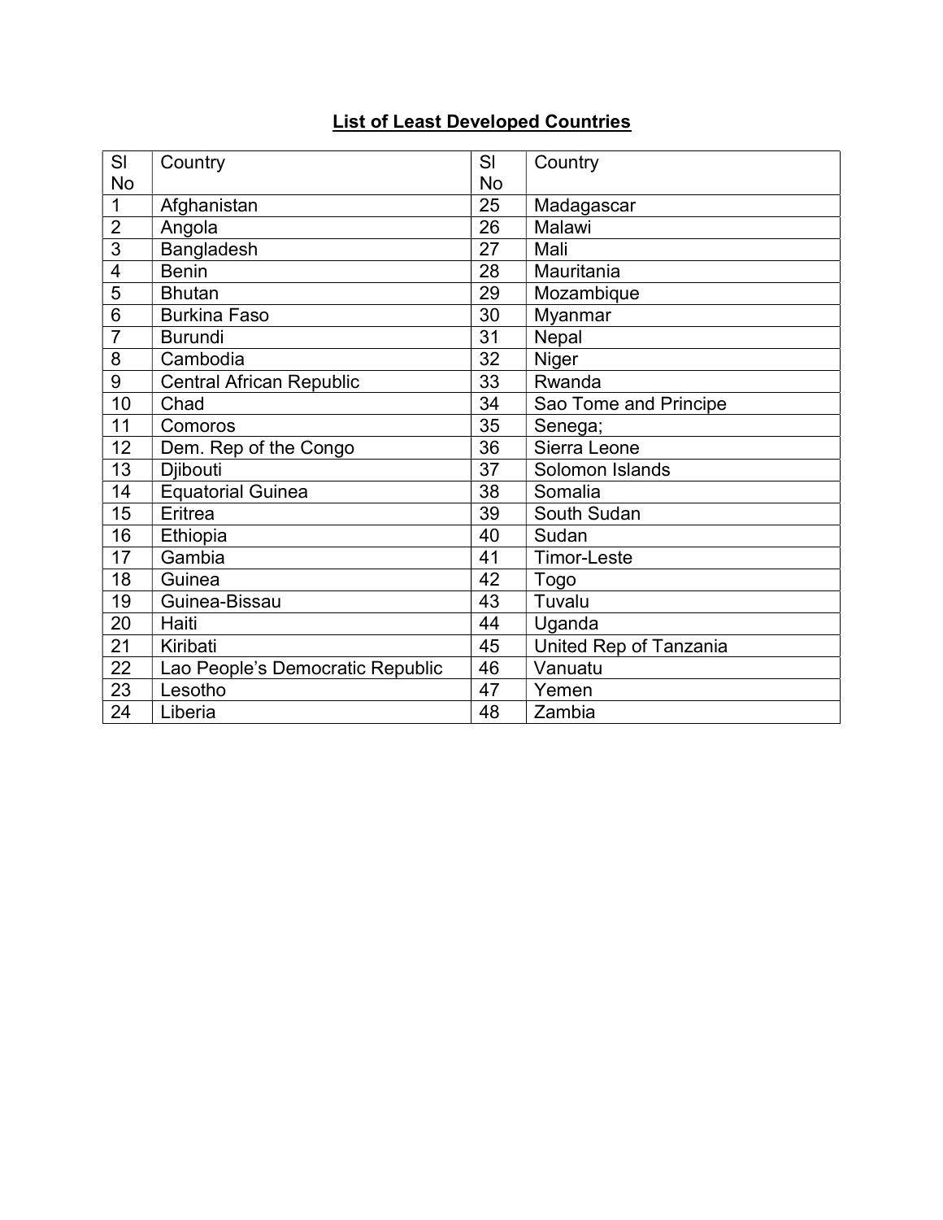**List of Least Developed Countries**

| Sl No | Country | Sl No | Country |
|---|---|---|---|
| 1 | Afghanistan | 25 | Madagascar |
| 2 | Angola | 26 | Malawi |
| 3 | Bangladesh | 27 | Mali |
| 4 | Benin | 28 | Mauritania |
| 5 | Bhutan | 29 | Mozambique |
| 6 | Burkina Faso | 30 | Myanmar |
| 7 | Burundi | 31 | Nepal |
| 8 | Cambodia | 32 | Niger |
| 9 | Central African Republic | 33 | Rwanda |
| 10 | Chad | 34 | Sao Tome and Principe |
| 11 | Comoros | 35 | Senega; |
| 12 | Dem. Rep of the Congo | 36 | Sierra Leone |
| 13 | Djibouti | 37 | Solomon Islands |
| 14 | Equatorial Guinea | 38 | Somalia |
| 15 | Eritrea | 39 | South Sudan |
| 16 | Ethiopia | 40 | Sudan |
| 17 | Gambia | 41 | Timor-Leste |
| 18 | Guinea | 42 | Togo |
| 19 | Guinea-Bissau | 43 | Tuvalu |
| 20 | Haiti | 44 | Uganda |
| 21 | Kiribati | 45 | United Rep of Tanzania |
| 22 | Lao People's Democratic Republic | 46 | Vanuatu |
| 23 | Lesotho | 47 | Yemen |
| 24 | Liberia | 48 | Zambia |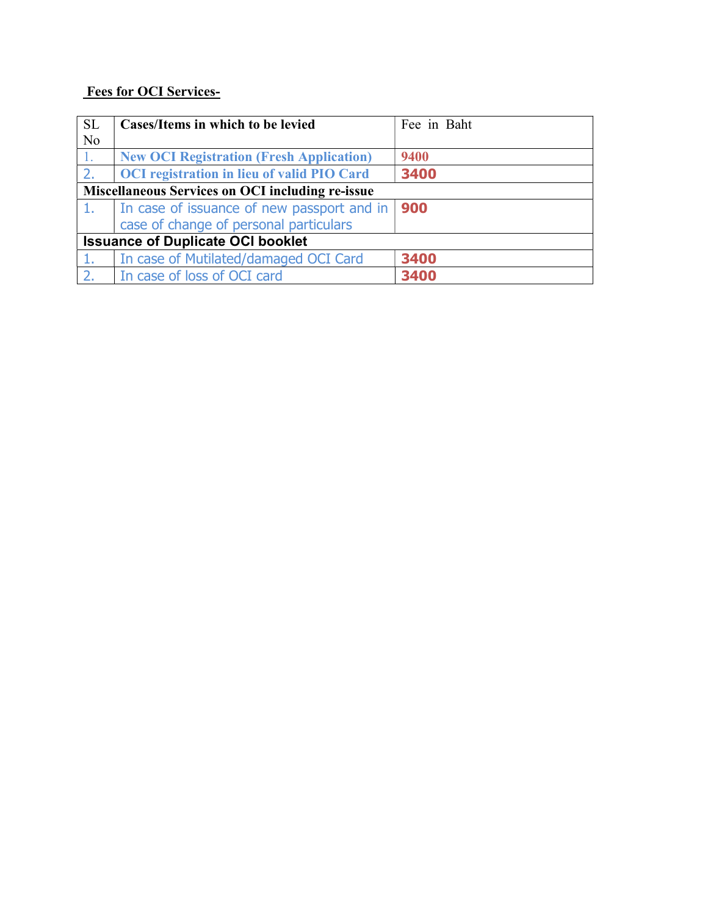**Fees for OCI Services-**

| SL No | Cases/Items in which to be levied | Fee in Baht |
|---|---|---|
| 1. | New OCI Registration (Fresh Application) | 9400 |
| 2. | OCI registration in lieu of valid PIO Card | 3400 |
| **Miscellaneous Services on OCI including re-issue** | | |
| 1. | In case of issuance of new passport and in case of change of personal particulars | 900 |
| **Issuance of Duplicate OCI booklet** | | |
| 1. | In case of Mutilated/damaged OCI Card | 3400 |
| 2. | In case of loss of OCI card | 3400 |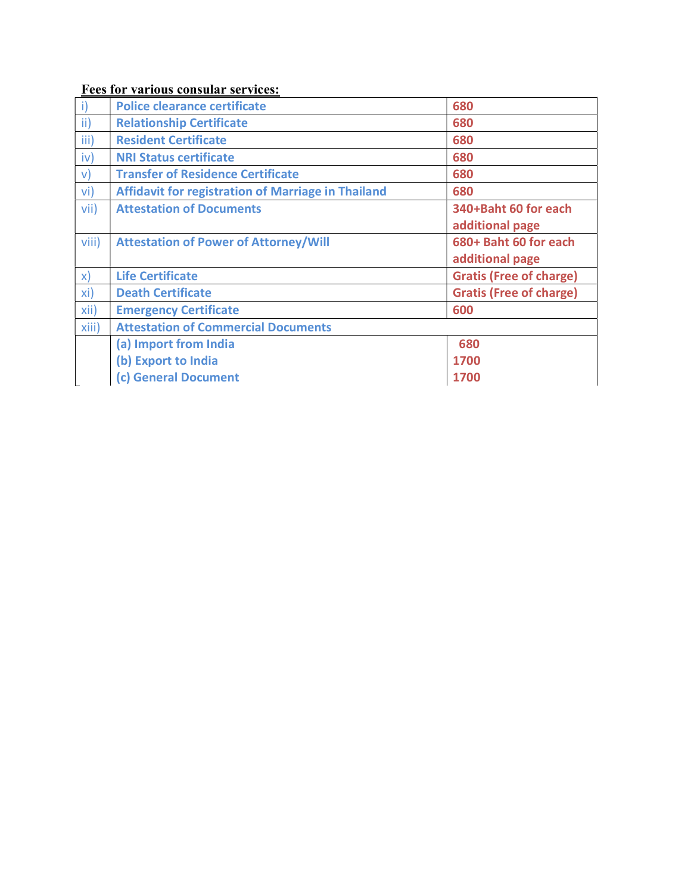**Fees for various consular services:**

| | | |
|---|---|---|
| i) | Police clearance certificate | 680 |
| ii) | Relationship Certificate | 680 |
| iii) | Resident Certificate | 680 |
| iv) | NRI Status certificate | 680 |
| v) | Transfer of Residence Certificate | 680 |
| vi) | Affidavit for registration of Marriage in Thailand | 680 |
| vii) | Attestation of Documents | 340+Baht 60 for each additional page |
| viii) | Attestation of Power of Attorney/Will | 680+ Baht 60 for each additional page |
| x) | Life Certificate | Gratis (Free of charge) |
| xi) | Death Certificate | Gratis (Free of charge) |
| xii) | Emergency Certificate | 600 |
| xiii) | Attestation of Commercial Documents | |
| | (a) Import from India | 680 |
| | (b) Export to India | 1700 |
| | (c) General Document | 1700 |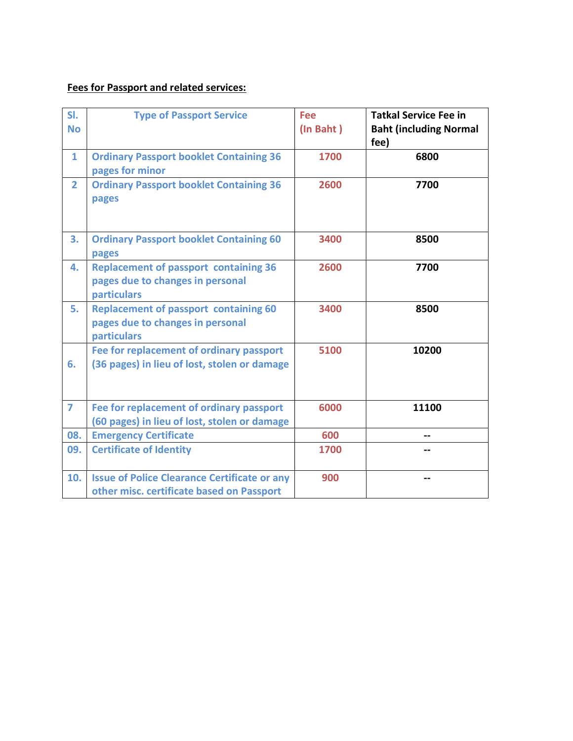**Fees for Passport and related services:**

| Sl. No | Type of Passport Service | Fee (In Baht ) | Tatkal Service Fee in Baht (including Normal fee) |
|---|---|---|---|
| 1 | Ordinary Passport booklet Containing 36 pages for minor | 1700 | 6800 |
| 2 | Ordinary Passport booklet Containing 36 pages | 2600 | 7700 |
| 3. | Ordinary Passport booklet Containing 60 pages | 3400 | 8500 |
| 4. | Replacement of passport containing 36 pages due to changes in personal particulars | 2600 | 7700 |
| 5. | Replacement of passport containing 60 pages due to changes in personal particulars | 3400 | 8500 |
| 6. | Fee for replacement of ordinary passport (36 pages) in lieu of lost, stolen or damage | 5100 | 10200 |
| 7 | Fee for replacement of ordinary passport (60 pages) in lieu of lost, stolen or damage | 6000 | 11100 |
| 08. | Emergency Certificate | 600 | -- |
| 09. | Certificate of Identity | 1700 | -- |
| 10. | Issue of Police Clearance Certificate or any other misc. certificate based on Passport | 900 | -- |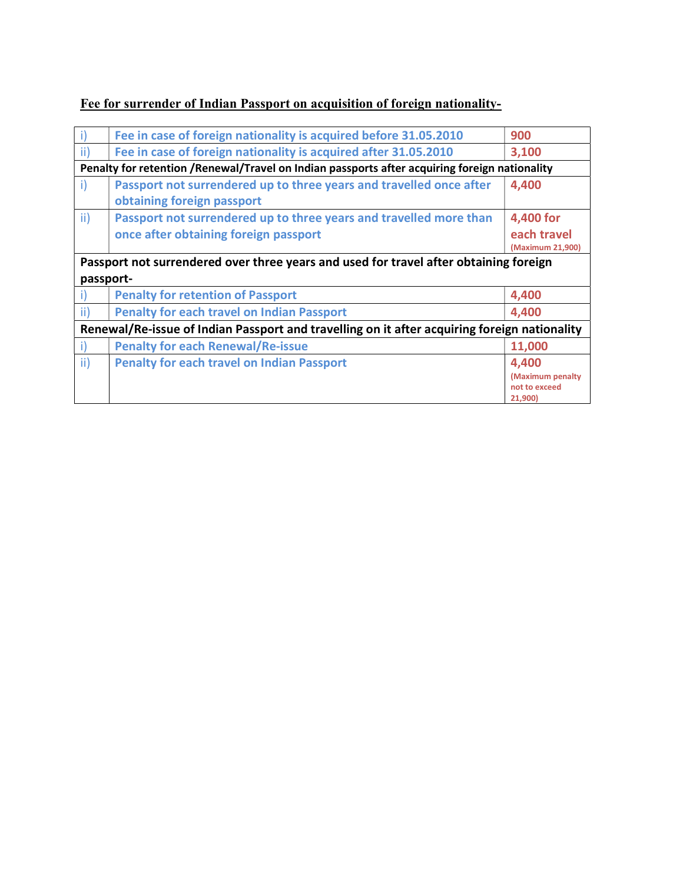## Fee for surrender of Indian Passport on acquisition of foreign nationality-

| | | |
|---|---|---|
| i) | Fee in case of foreign nationality is acquired before 31.05.2010 | 900 |
| ii) | Fee in case of foreign nationality is acquired after 31.05.2010 | 3,100 |
| **Penalty for retention /Renewal/Travel on Indian passports after acquiring foreign nationality** | | |
| i) | Passport not surrendered up to three years and travelled once after obtaining foreign passport | 4,400 |
| ii) | Passport not surrendered up to three years and travelled more than once after obtaining foreign passport | 4,400 for each travel (Maximum 21,900) |
| **Passport not surrendered over three years and used for travel after obtaining foreign passport-** | | |
| i) | Penalty for retention of Passport | 4,400 |
| ii) | Penalty for each travel on Indian Passport | 4,400 |
| **Renewal/Re-issue of Indian Passport and travelling on it after acquiring foreign nationality** | | |
| i) | Penalty for each Renewal/Re-issue | 11,000 |
| ii) | Penalty for each travel on Indian Passport | 4,400 (Maximum penalty not to exceed 21,900) |